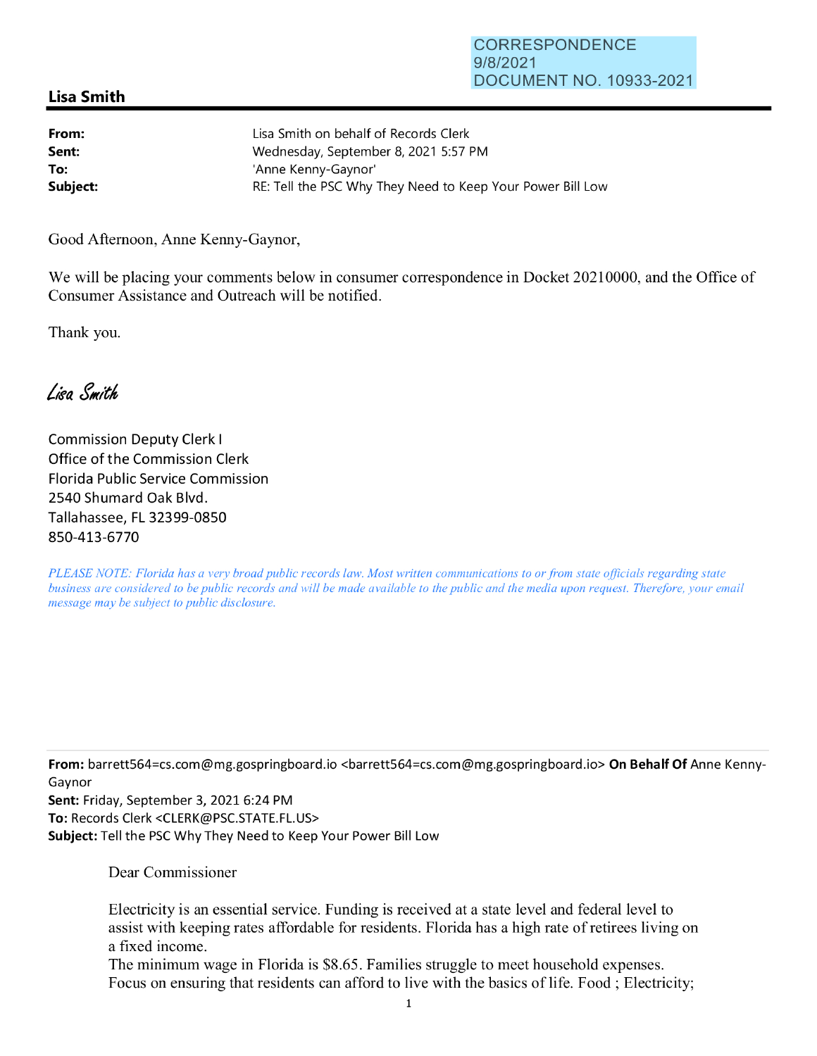CORRESPONDENCE
9/8/2021
DOCUMENT NO. 10933-2021

## Lisa Smith

**From:** Lisa Smith on behalf of Records Clerk
**Sent:** Wednesday, September 8, 2021 5:57 PM
**To:** 'Anne Kenny-Gaynor'
**Subject:** RE: Tell the PSC Why They Need to Keep Your Power Bill Low

Good Afternoon, Anne Kenny-Gaynor,

We will be placing your comments below in consumer correspondence in Docket 20210000, and the Office of Consumer Assistance and Outreach will be notified.

Thank you.

*Lisa Smith*

Commission Deputy Clerk I
Office of the Commission Clerk
Florida Public Service Commission
2540 Shumard Oak Blvd.
Tallahassee, FL 32399-0850
850-413-6770

*PLEASE NOTE: Florida has a very broad public records law. Most written communications to or from state officials regarding state business are considered to be public records and will be made available to the public and the media upon request. Therefore, your email message may be subject to public disclosure.*

---

**From:** barrett564=cs.com@mg.gospringboard.io <barrett564=cs.com@mg.gospringboard.io> **On Behalf Of** Anne Kenny-Gaynor
**Sent:** Friday, September 3, 2021 6:24 PM
**To:** Records Clerk <CLERK@PSC.STATE.FL.US>
**Subject:** Tell the PSC Why They Need to Keep Your Power Bill Low

Dear Commissioner

Electricity is an essential service. Funding is received at a state level and federal level to assist with keeping rates affordable for residents. Florida has a high rate of retirees living on a fixed income.
The minimum wage in Florida is $8.65. Families struggle to meet household expenses.
Focus on ensuring that residents can afford to live with the basics of life. Food ; Electricity;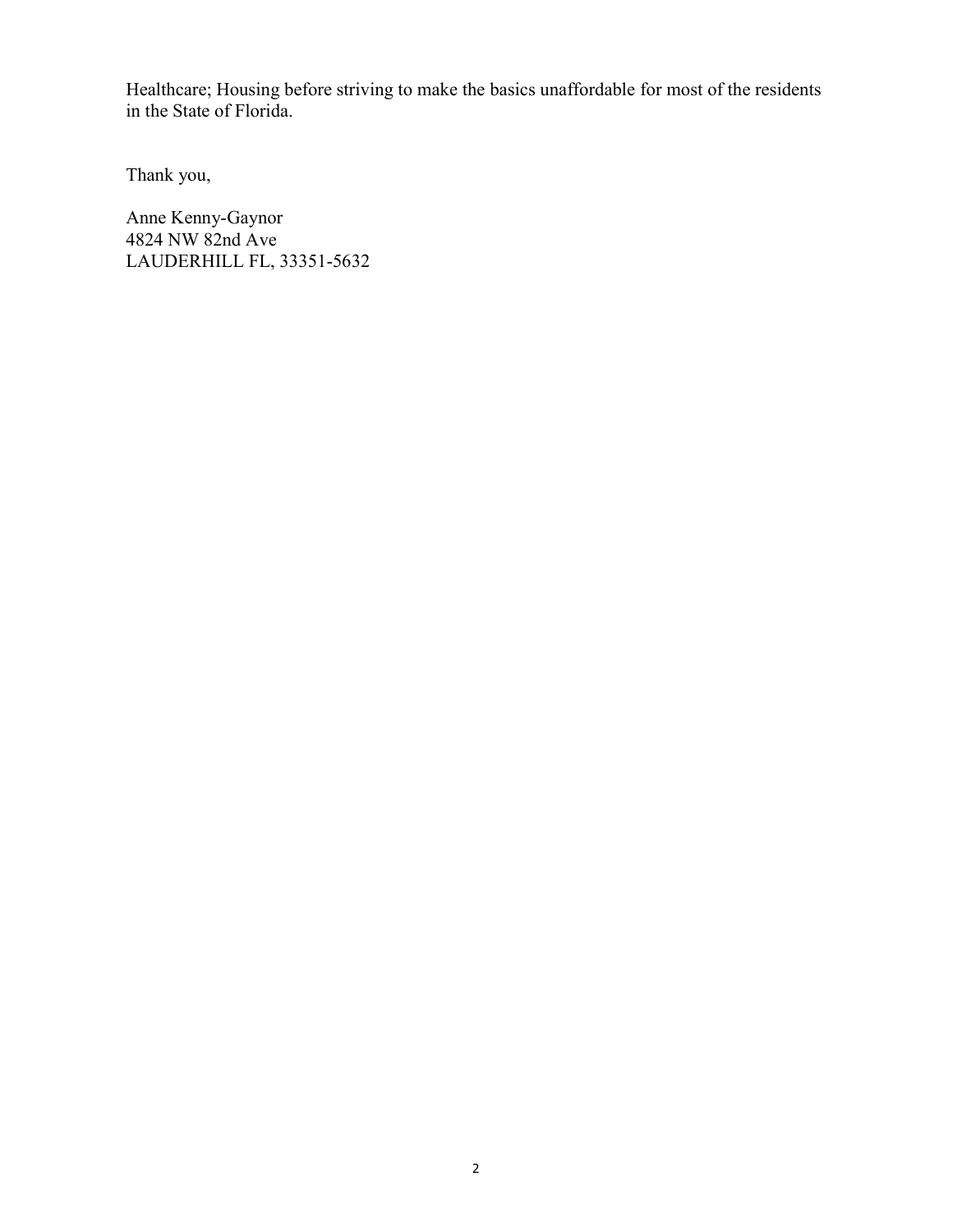Healthcare; Housing before striving to make the basics unaffordable for most of the residents in the State of Florida.

Thank you,

Anne Kenny-Gaynor
4824 NW 82nd Ave
LAUDERHILL FL, 33351-5632